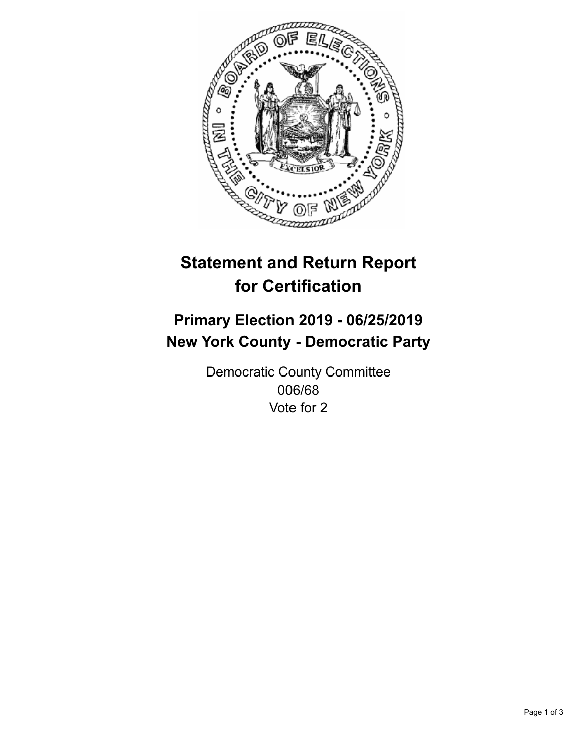# Statement and Return Report for Certification

## Primary Election 2019 - 06/25/2019
## New York County - Democratic Party

Democratic County Committee
006/68
Vote for 2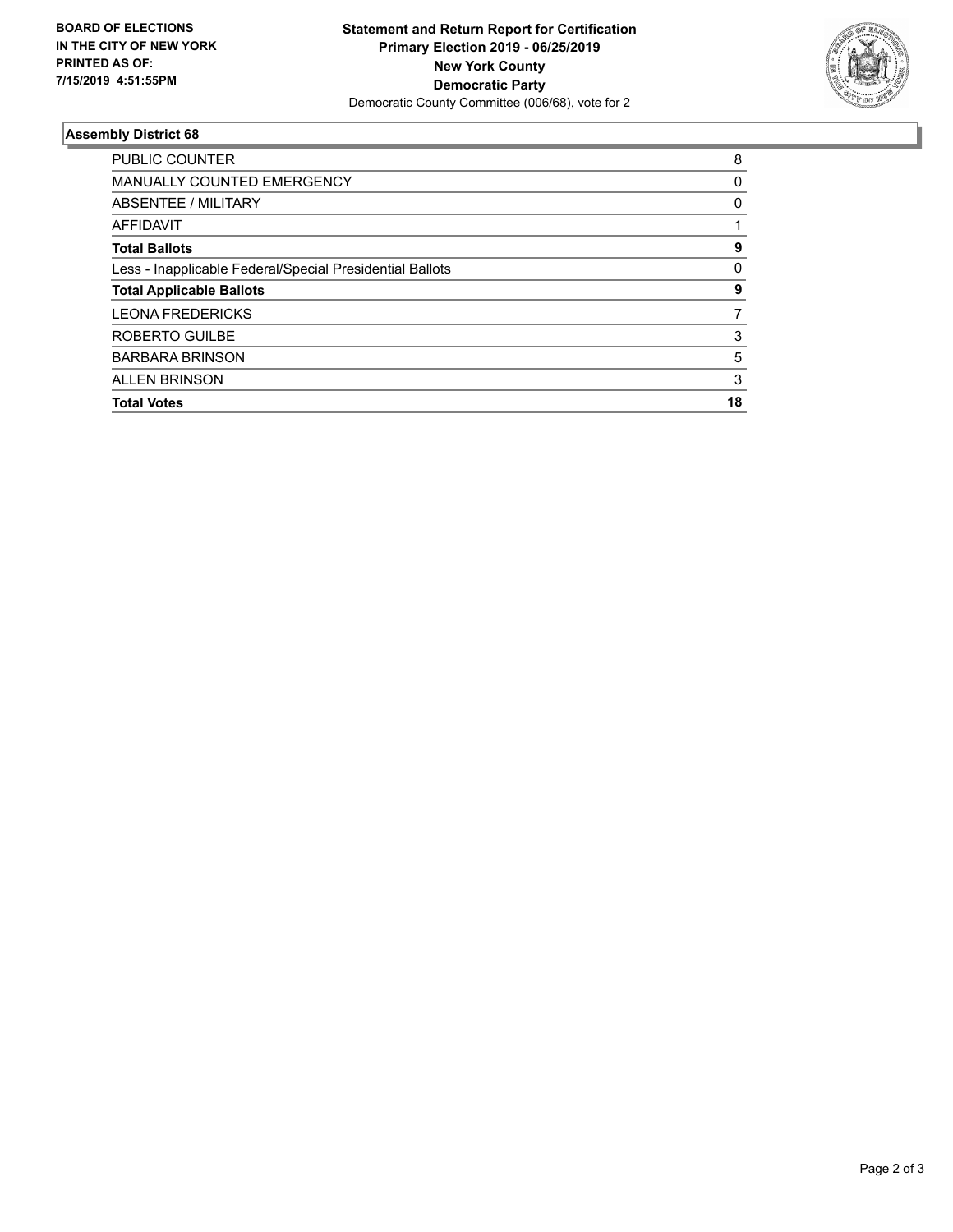**BOARD OF ELECTIONS IN THE CITY OF NEW YORK PRINTED AS OF: 7/15/2019 4:51:55PM**

**Statement and Return Report for Certification**
**Primary Election 2019 - 06/25/2019**
**New York County**
**Democratic Party**
Democratic County Committee (006/68), vote for 2

## Assembly District 68

| | |
|---|---|
| PUBLIC COUNTER | 8 |
| MANUALLY COUNTED EMERGENCY | 0 |
| ABSENTEE / MILITARY | 0 |
| AFFIDAVIT | 1 |
| **Total Ballots** | **9** |
| Less - Inapplicable Federal/Special Presidential Ballots | 0 |
| **Total Applicable Ballots** | **9** |
| LEONA FREDERICKS | 7 |
| ROBERTO GUILBE | 3 |
| BARBARA BRINSON | 5 |
| ALLEN BRINSON | 3 |
| **Total Votes** | **18** |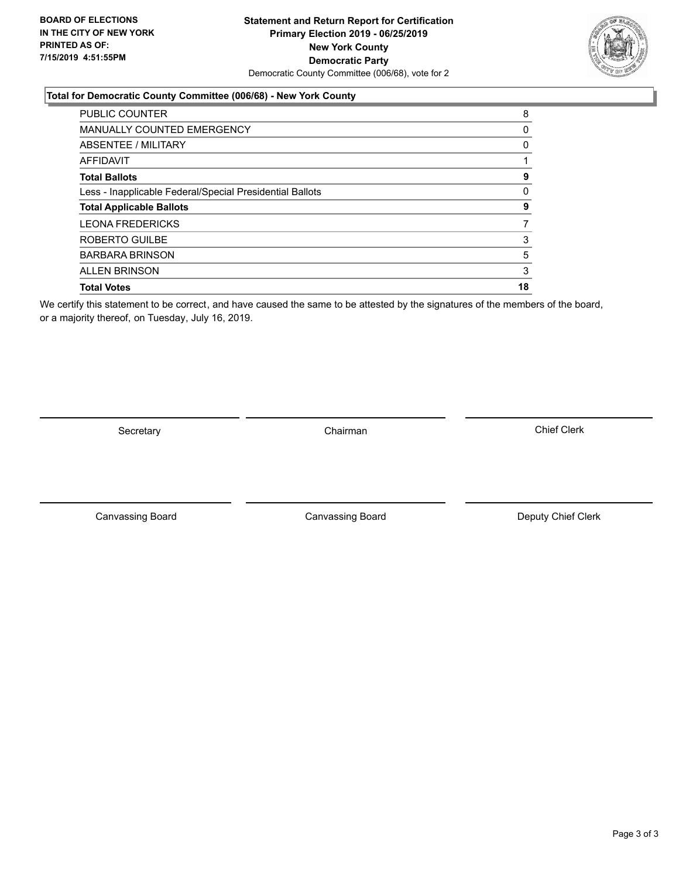**BOARD OF ELECTIONS IN THE CITY OF NEW YORK PRINTED AS OF: 7/15/2019 4:51:55PM**

**Statement and Return Report for Certification**
**Primary Election 2019 - 06/25/2019**
**New York County**
**Democratic Party**
Democratic County Committee (006/68), vote for 2

**Total for Democratic County Committee (006/68) - New York County**

| | |
|---|---|
| PUBLIC COUNTER | 8 |
| MANUALLY COUNTED EMERGENCY | 0 |
| ABSENTEE / MILITARY | 0 |
| AFFIDAVIT | 1 |
| **Total Ballots** | **9** |
| Less - Inapplicable Federal/Special Presidential Ballots | 0 |
| **Total Applicable Ballots** | **9** |
| LEONA FREDERICKS | 7 |
| ROBERTO GUILBE | 3 |
| BARBARA BRINSON | 5 |
| ALLEN BRINSON | 3 |
| **Total Votes** | **18** |

We certify this statement to be correct, and have caused the same to be attested by the signatures of the members of the board, or a majority thereof, on Tuesday, July 16, 2019.

Secretary

Chairman

Chief Clerk

Canvassing Board

Canvassing Board

Deputy Chief Clerk